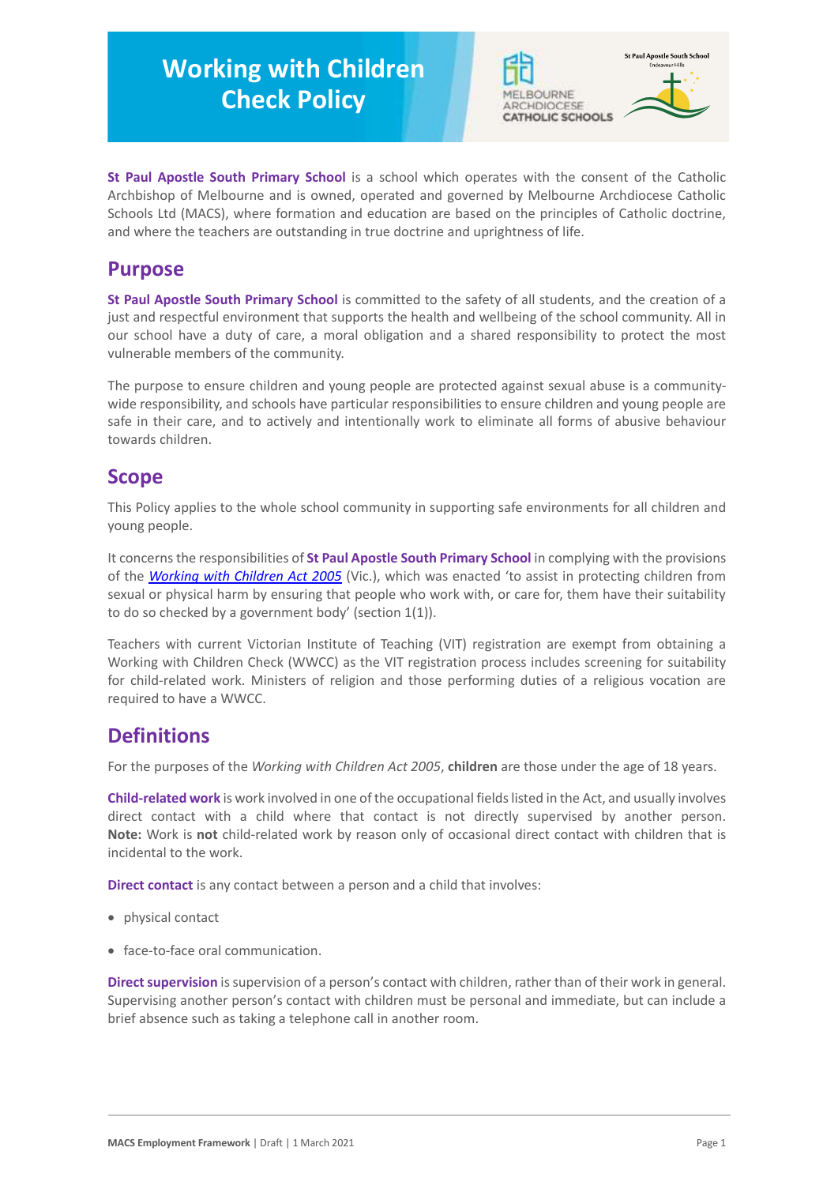# Working with Children Check Policy

**St Paul Apostle South Primary School** is a school which operates with the consent of the Catholic Archbishop of Melbourne and is owned, operated and governed by Melbourne Archdiocese Catholic Schools Ltd (MACS), where formation and education are based on the principles of Catholic doctrine, and where the teachers are outstanding in true doctrine and uprightness of life.

## Purpose

**St Paul Apostle South Primary School** is committed to the safety of all students, and the creation of a just and respectful environment that supports the health and wellbeing of the school community. All in our school have a duty of care, a moral obligation and a shared responsibility to protect the most vulnerable members of the community.

The purpose to ensure children and young people are protected against sexual abuse is a community-wide responsibility, and schools have particular responsibilities to ensure children and young people are safe in their care, and to actively and intentionally work to eliminate all forms of abusive behaviour towards children.

## Scope

This Policy applies to the whole school community in supporting safe environments for all children and young people.

It concerns the responsibilities of **St Paul Apostle South Primary School** in complying with the provisions of the *Working with Children Act 2005* (Vic.), which was enacted 'to assist in protecting children from sexual or physical harm by ensuring that people who work with, or care for, them have their suitability to do so checked by a government body' (section 1(1)).

Teachers with current Victorian Institute of Teaching (VIT) registration are exempt from obtaining a Working with Children Check (WWCC) as the VIT registration process includes screening for suitability for child-related work. Ministers of religion and those performing duties of a religious vocation are required to have a WWCC.

## Definitions

For the purposes of the *Working with Children Act 2005*, **children** are those under the age of 18 years.

**Child-related work** is work involved in one of the occupational fields listed in the Act, and usually involves direct contact with a child where that contact is not directly supervised by another person. **Note:** Work is **not** child-related work by reason only of occasional direct contact with children that is incidental to the work.

**Direct contact** is any contact between a person and a child that involves:

- physical contact
- face-to-face oral communication.

**Direct supervision** is supervision of a person's contact with children, rather than of their work in general. Supervising another person's contact with children must be personal and immediate, but can include a brief absence such as taking a telephone call in another room.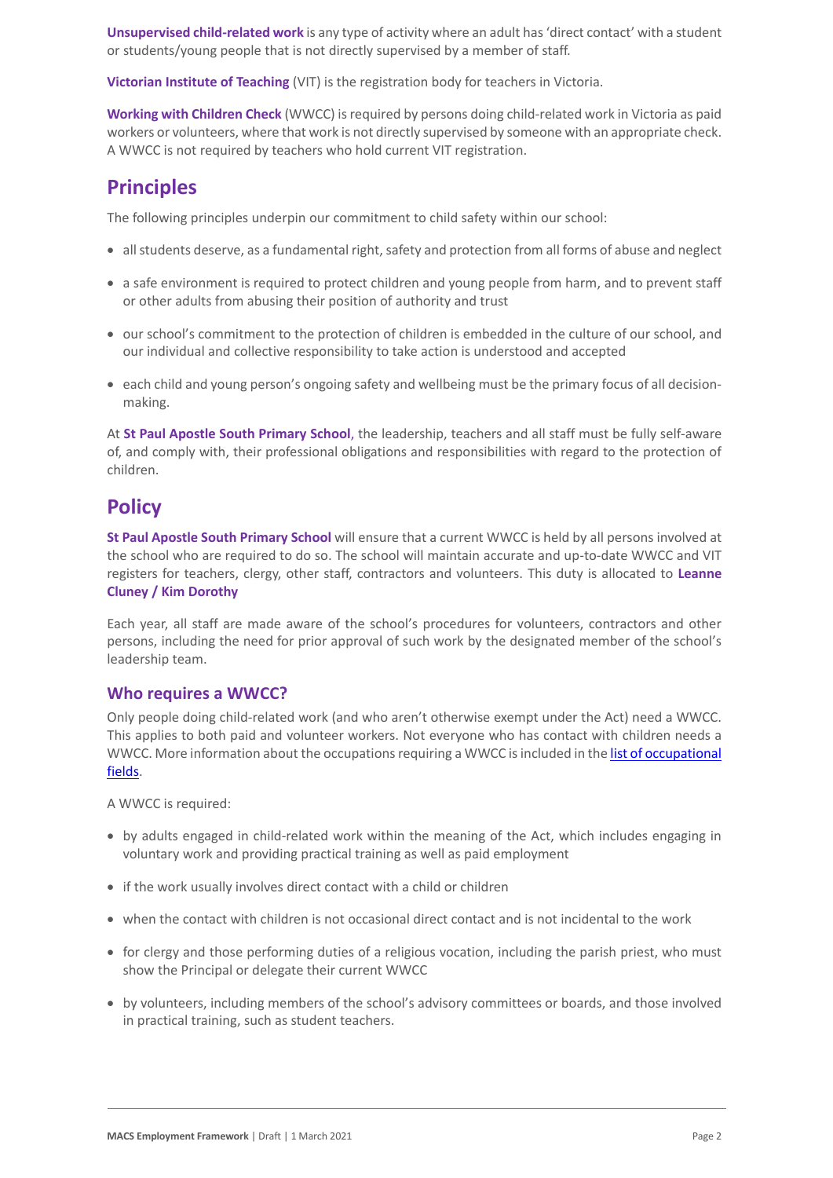**Unsupervised child-related work** is any type of activity where an adult has 'direct contact' with a student or students/young people that is not directly supervised by a member of staff.

**Victorian Institute of Teaching** (VIT) is the registration body for teachers in Victoria.

**Working with Children Check** (WWCC) is required by persons doing child-related work in Victoria as paid workers or volunteers, where that work is not directly supervised by someone with an appropriate check. A WWCC is not required by teachers who hold current VIT registration.

## Principles

The following principles underpin our commitment to child safety within our school:

- all students deserve, as a fundamental right, safety and protection from all forms of abuse and neglect
- a safe environment is required to protect children and young people from harm, and to prevent staff or other adults from abusing their position of authority and trust
- our school's commitment to the protection of children is embedded in the culture of our school, and our individual and collective responsibility to take action is understood and accepted
- each child and young person's ongoing safety and wellbeing must be the primary focus of all decision-making.

At **St Paul Apostle South Primary School**, the leadership, teachers and all staff must be fully self-aware of, and comply with, their professional obligations and responsibilities with regard to the protection of children.

## Policy

**St Paul Apostle South Primary School** will ensure that a current WWCC is held by all persons involved at the school who are required to do so. The school will maintain accurate and up-to-date WWCC and VIT registers for teachers, clergy, other staff, contractors and volunteers. This duty is allocated to **Leanne Cluney / Kim Dorothy**

Each year, all staff are made aware of the school's procedures for volunteers, contractors and other persons, including the need for prior approval of such work by the designated member of the school's leadership team.

### Who requires a WWCC?

Only people doing child-related work (and who aren't otherwise exempt under the Act) need a WWCC. This applies to both paid and volunteer workers. Not everyone who has contact with children needs a WWCC. More information about the occupations requiring a WWCC is included in the list of occupational fields.

A WWCC is required:

- by adults engaged in child-related work within the meaning of the Act, which includes engaging in voluntary work and providing practical training as well as paid employment
- if the work usually involves direct contact with a child or children
- when the contact with children is not occasional direct contact and is not incidental to the work
- for clergy and those performing duties of a religious vocation, including the parish priest, who must show the Principal or delegate their current WWCC
- by volunteers, including members of the school's advisory committees or boards, and those involved in practical training, such as student teachers.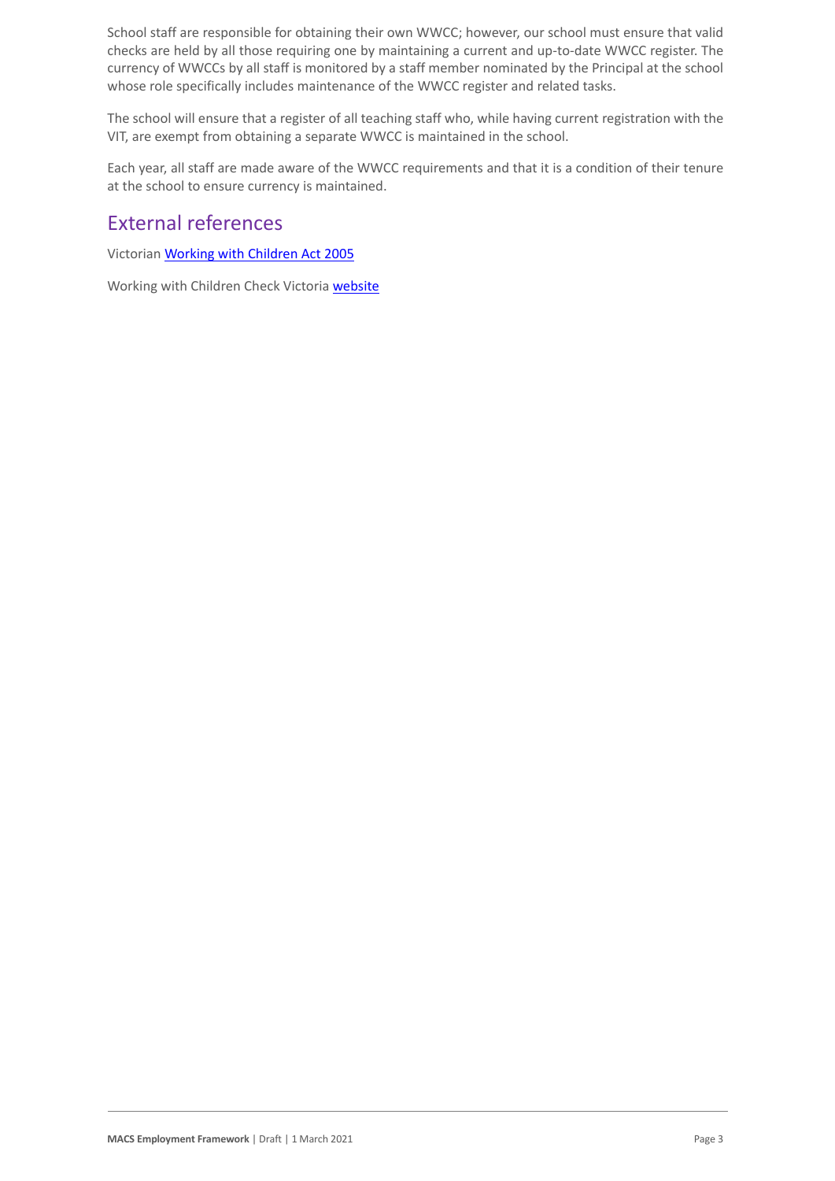School staff are responsible for obtaining their own WWCC; however, our school must ensure that valid checks are held by all those requiring one by maintaining a current and up-to-date WWCC register. The currency of WWCCs by all staff is monitored by a staff member nominated by the Principal at the school whose role specifically includes maintenance of the WWCC register and related tasks.

The school will ensure that a register of all teaching staff who, while having current registration with the VIT, are exempt from obtaining a separate WWCC is maintained in the school.

Each year, all staff are made aware of the WWCC requirements and that it is a condition of their tenure at the school to ensure currency is maintained.

## External references

Victorian Working with Children Act 2005

Working with Children Check Victoria website